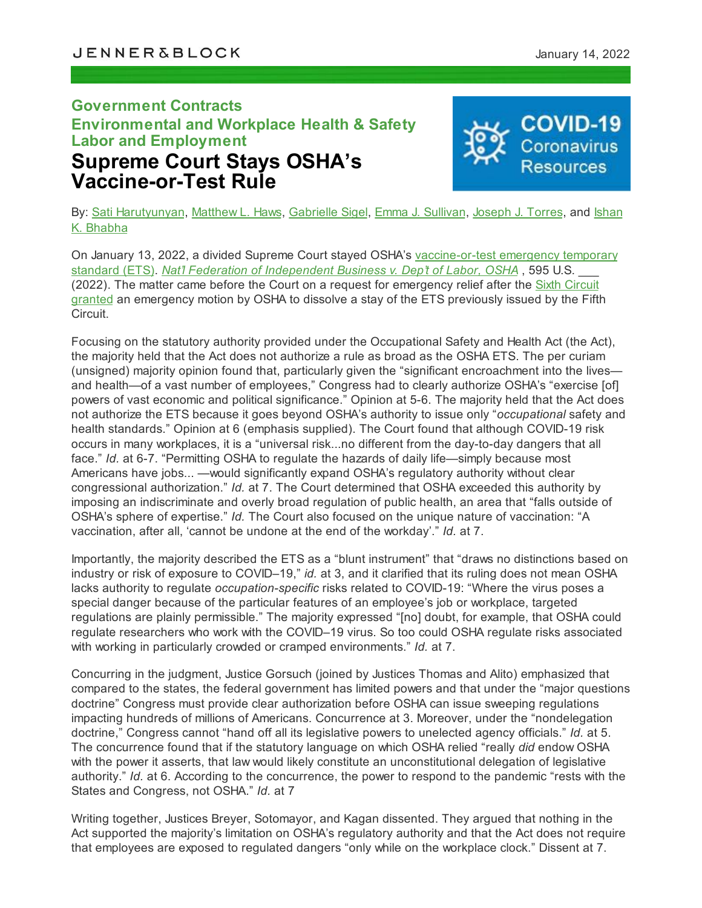JENNER&BLOCK

January 14, 2022

**Government Contracts**
**Environmental and Workplace Health & Safety**
**Labor and Employment**

COVID-19 Coronavirus Resources

# Supreme Court Stays OSHA's Vaccine-or-Test Rule

By: Sati Harutyunyan, Matthew L. Haws, Gabrielle Sigel, Emma J. Sullivan, Joseph J. Torres, and Ishan K. Bhabha

On January 13, 2022, a divided Supreme Court stayed OSHA's vaccine-or-test emergency temporary standard (ETS). *Nat'l Federation of Independent Business v. Dep't of Labor, OSHA* , 595 U.S. ___ (2022). The matter came before the Court on a request for emergency relief after the Sixth Circuit granted an emergency motion by OSHA to dissolve a stay of the ETS previously issued by the Fifth Circuit.

Focusing on the statutory authority provided under the Occupational Safety and Health Act (the Act), the majority held that the Act does not authorize a rule as broad as the OSHA ETS. The per curiam (unsigned) majority opinion found that, particularly given the "significant encroachment into the lives—and health—of a vast number of employees," Congress had to clearly authorize OSHA's "exercise [of] powers of vast economic and political significance." Opinion at 5-6. The majority held that the Act does not authorize the ETS because it goes beyond OSHA's authority to issue only "*occupational* safety and health standards." Opinion at 6 (emphasis supplied). The Court found that although COVID-19 risk occurs in many workplaces, it is a "universal risk...no different from the day-to-day dangers that all face." *Id.* at 6-7. "Permitting OSHA to regulate the hazards of daily life—simply because most Americans have jobs... —would significantly expand OSHA's regulatory authority without clear congressional authorization." *Id.* at 7. The Court determined that OSHA exceeded this authority by imposing an indiscriminate and overly broad regulation of public health, an area that "falls outside of OSHA's sphere of expertise." *Id.* The Court also focused on the unique nature of vaccination: "A vaccination, after all, 'cannot be undone at the end of the workday'." *Id.* at 7.

Importantly, the majority described the ETS as a "blunt instrument" that "draws no distinctions based on industry or risk of exposure to COVID–19," *id.* at 3, and it clarified that its ruling does not mean OSHA lacks authority to regulate *occupation-specific* risks related to COVID-19: "Where the virus poses a special danger because of the particular features of an employee's job or workplace, targeted regulations are plainly permissible." The majority expressed "[no] doubt, for example, that OSHA could regulate researchers who work with the COVID–19 virus. So too could OSHA regulate risks associated with working in particularly crowded or cramped environments." *Id.* at 7.

Concurring in the judgment, Justice Gorsuch (joined by Justices Thomas and Alito) emphasized that compared to the states, the federal government has limited powers and that under the "major questions doctrine" Congress must provide clear authorization before OSHA can issue sweeping regulations impacting hundreds of millions of Americans. Concurrence at 3. Moreover, under the "nondelegation doctrine," Congress cannot "hand off all its legislative powers to unelected agency officials." *Id.* at 5. The concurrence found that if the statutory language on which OSHA relied "really *did* endow OSHA with the power it asserts, that law would likely constitute an unconstitutional delegation of legislative authority." *Id.* at 6. According to the concurrence, the power to respond to the pandemic "rests with the States and Congress, not OSHA." *Id.* at 7

Writing together, Justices Breyer, Sotomayor, and Kagan dissented. They argued that nothing in the Act supported the majority's limitation on OSHA's regulatory authority and that the Act does not require that employees are exposed to regulated dangers "only while on the workplace clock." Dissent at 7.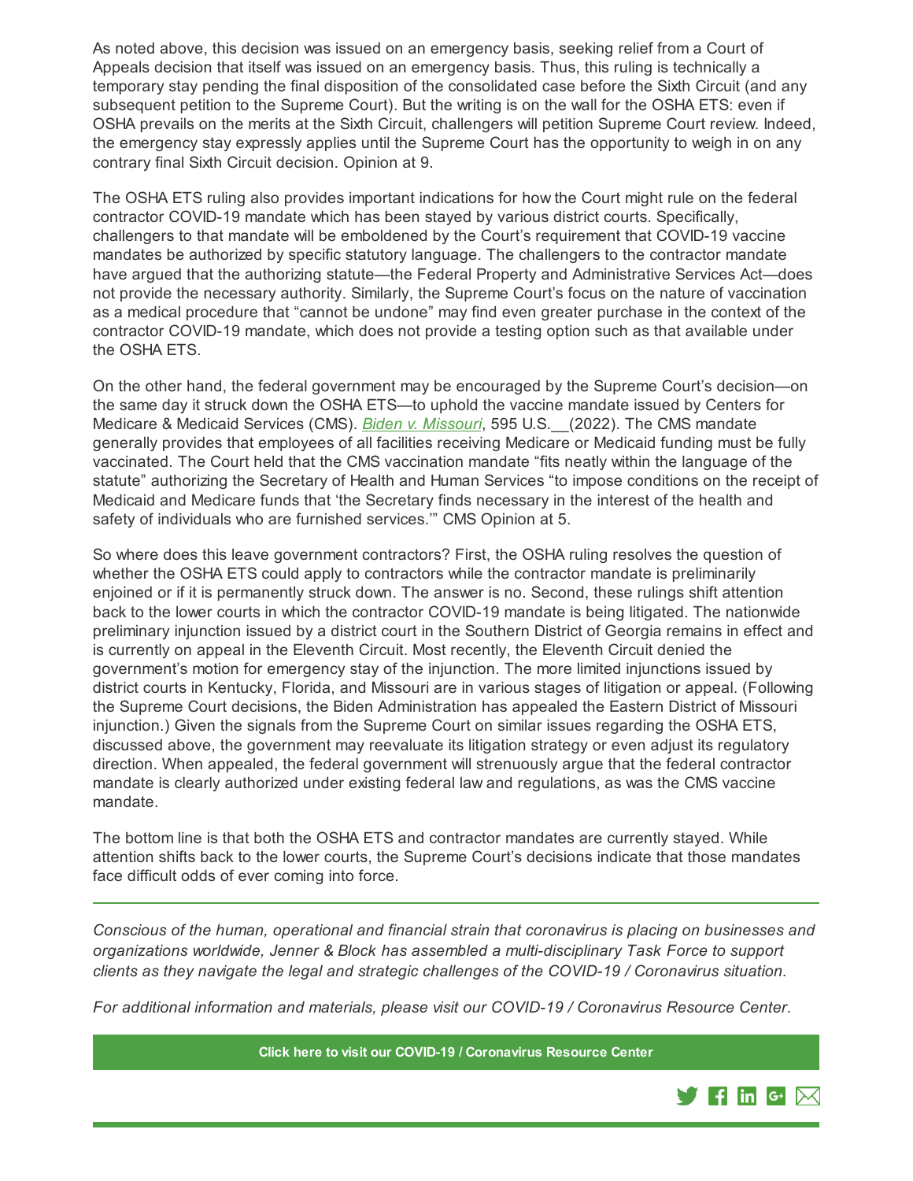As noted above, this decision was issued on an emergency basis, seeking relief from a Court of Appeals decision that itself was issued on an emergency basis. Thus, this ruling is technically a temporary stay pending the final disposition of the consolidated case before the Sixth Circuit (and any subsequent petition to the Supreme Court). But the writing is on the wall for the OSHA ETS: even if OSHA prevails on the merits at the Sixth Circuit, challengers will petition Supreme Court review. Indeed, the emergency stay expressly applies until the Supreme Court has the opportunity to weigh in on any contrary final Sixth Circuit decision. Opinion at 9.

The OSHA ETS ruling also provides important indications for how the Court might rule on the federal contractor COVID-19 mandate which has been stayed by various district courts. Specifically, challengers to that mandate will be emboldened by the Court's requirement that COVID-19 vaccine mandates be authorized by specific statutory language. The challengers to the contractor mandate have argued that the authorizing statute—the Federal Property and Administrative Services Act—does not provide the necessary authority. Similarly, the Supreme Court's focus on the nature of vaccination as a medical procedure that "cannot be undone" may find even greater purchase in the context of the contractor COVID-19 mandate, which does not provide a testing option such as that available under the OSHA ETS.

On the other hand, the federal government may be encouraged by the Supreme Court's decision—on the same day it struck down the OSHA ETS—to uphold the vaccine mandate issued by Centers for Medicare & Medicaid Services (CMS). *Biden v. Missouri*, 595 U.S.__(2022). The CMS mandate generally provides that employees of all facilities receiving Medicare or Medicaid funding must be fully vaccinated. The Court held that the CMS vaccination mandate "fits neatly within the language of the statute" authorizing the Secretary of Health and Human Services "to impose conditions on the receipt of Medicaid and Medicare funds that 'the Secretary finds necessary in the interest of the health and safety of individuals who are furnished services.'" CMS Opinion at 5.

So where does this leave government contractors? First, the OSHA ruling resolves the question of whether the OSHA ETS could apply to contractors while the contractor mandate is preliminarily enjoined or if it is permanently struck down. The answer is no. Second, these rulings shift attention back to the lower courts in which the contractor COVID-19 mandate is being litigated. The nationwide preliminary injunction issued by a district court in the Southern District of Georgia remains in effect and is currently on appeal in the Eleventh Circuit. Most recently, the Eleventh Circuit denied the government's motion for emergency stay of the injunction. The more limited injunctions issued by district courts in Kentucky, Florida, and Missouri are in various stages of litigation or appeal. (Following the Supreme Court decisions, the Biden Administration has appealed the Eastern District of Missouri injunction.) Given the signals from the Supreme Court on similar issues regarding the OSHA ETS, discussed above, the government may reevaluate its litigation strategy or even adjust its regulatory direction. When appealed, the federal government will strenuously argue that the federal contractor mandate is clearly authorized under existing federal law and regulations, as was the CMS vaccine mandate.

The bottom line is that both the OSHA ETS and contractor mandates are currently stayed. While attention shifts back to the lower courts, the Supreme Court's decisions indicate that those mandates face difficult odds of ever coming into force.

---

*Conscious of the human, operational and financial strain that coronavirus is placing on businesses and organizations worldwide, Jenner & Block has assembled a multi-disciplinary Task Force to support clients as they navigate the legal and strategic challenges of the COVID-19 / Coronavirus situation.*

*For additional information and materials, please visit our COVID-19 / Coronavirus Resource Center.*

**Click here to visit our COVID-19 / Coronavirus Resource Center**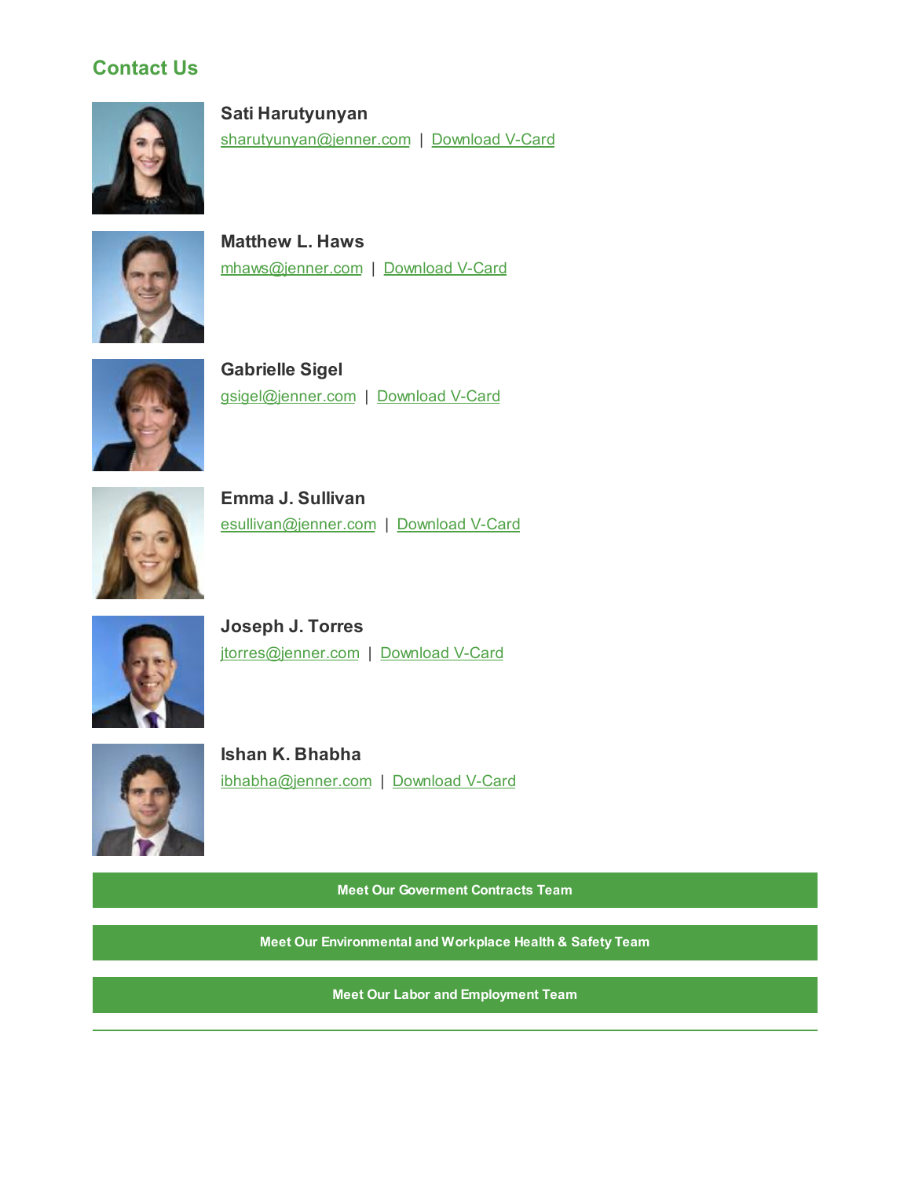## Contact Us

**Sati Harutyunyan**
sharutyunyan@jenner.com | Download V-Card

**Matthew L. Haws**
mhaws@jenner.com | Download V-Card

**Gabrielle Sigel**
gsigel@jenner.com | Download V-Card

**Emma J. Sullivan**
esullivan@jenner.com | Download V-Card

**Joseph J. Torres**
jtorres@jenner.com | Download V-Card

**Ishan K. Bhabha**
ibhabha@jenner.com | Download V-Card

**Meet Our Goverment Contracts Team**

**Meet Our Environmental and Workplace Health & Safety Team**

**Meet Our Labor and Employment Team**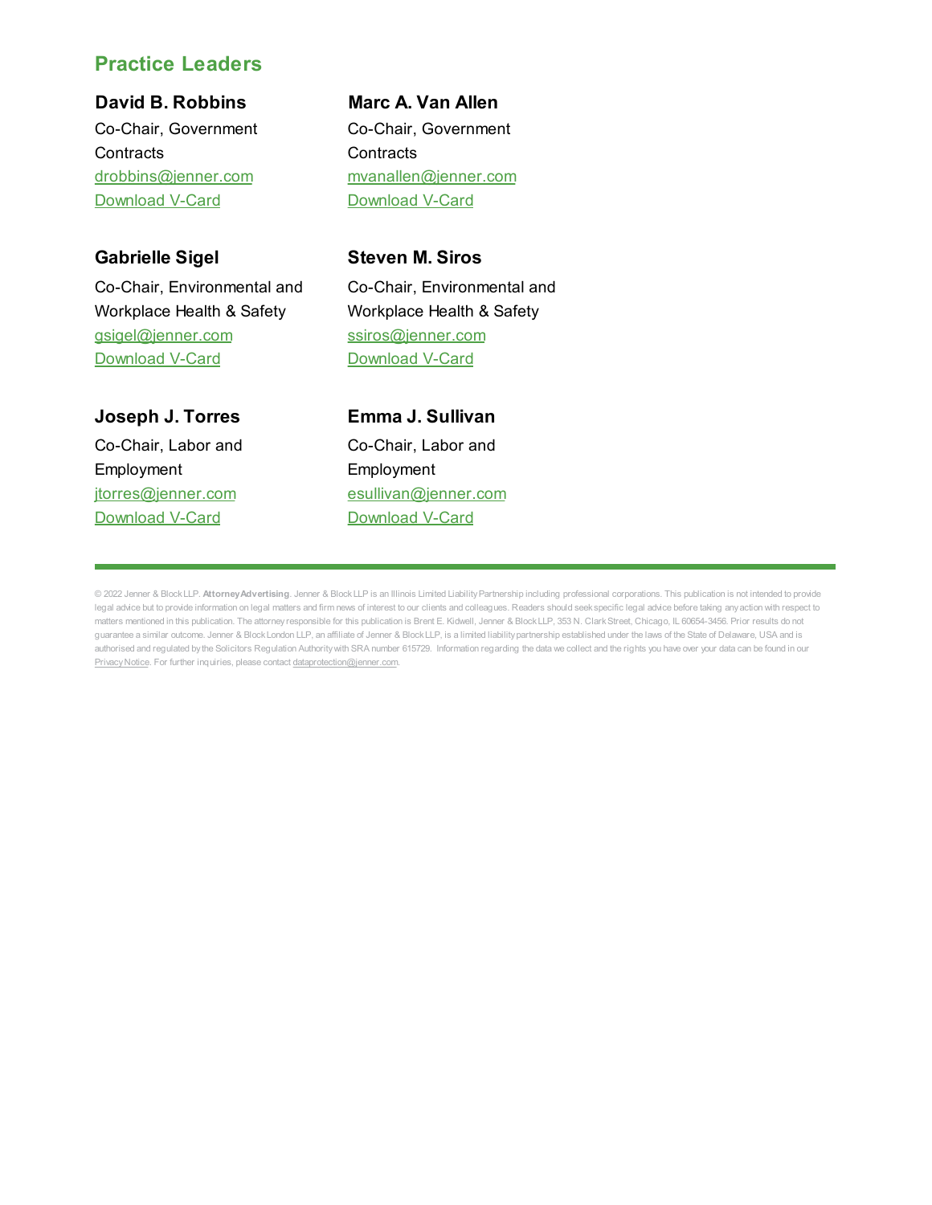## Practice Leaders

**David B. Robbins**
Co-Chair, Government Contracts
drobbins@jenner.com
Download V-Card

**Marc A. Van Allen**
Co-Chair, Government Contracts
mvanallen@jenner.com
Download V-Card

**Gabrielle Sigel**
Co-Chair, Environmental and Workplace Health & Safety
gsigel@jenner.com
Download V-Card

**Steven M. Siros**
Co-Chair, Environmental and Workplace Health & Safety
ssiros@jenner.com
Download V-Card

**Joseph J. Torres**
Co-Chair, Labor and Employment
jtorres@jenner.com
Download V-Card

**Emma J. Sullivan**
Co-Chair, Labor and Employment
esullivan@jenner.com
Download V-Card

---

© 2022 Jenner & Block LLP. **Attorney Advertising**. Jenner & Block LLP is an Illinois Limited Liability Partnership including professional corporations. This publication is not intended to provide legal advice but to provide information on legal matters and firm news of interest to our clients and colleagues. Readers should seek specific legal advice before taking any action with respect to matters mentioned in this publication. The attorney responsible for this publication is Brent E. Kidwell, Jenner & Block LLP, 353 N. Clark Street, Chicago, IL 60654-3456. Prior results do not guarantee a similar outcome. Jenner & Block London LLP, an affiliate of Jenner & Block LLP, is a limited liability partnership established under the laws of the State of Delaware, USA and is authorised and regulated by the Solicitors Regulation Authority with SRA number 615729. Information regarding the data we collect and the rights you have over your data can be found in our Privacy Notice. For further inquiries, please contact dataprotection@jenner.com.